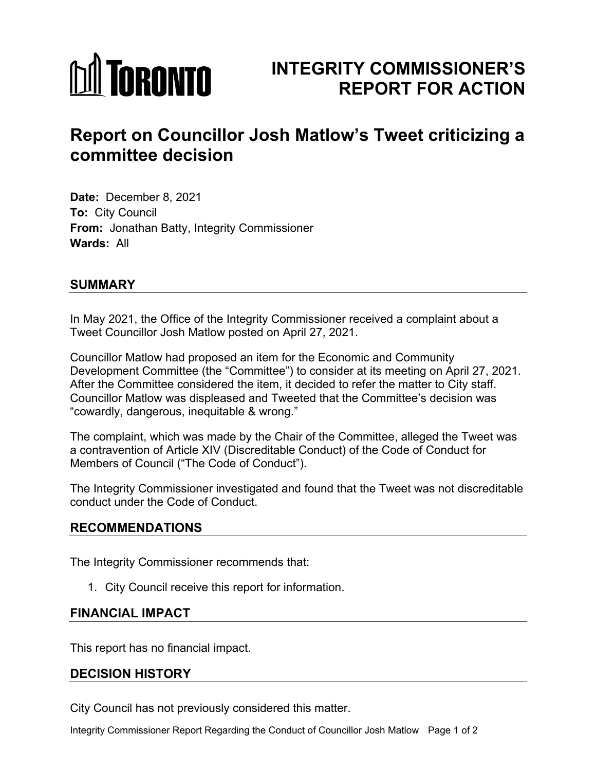# INTEGRITY COMMISSIONER'S REPORT FOR ACTION

# Report on Councillor Josh Matlow's Tweet criticizing a committee decision

**Date:** December 8, 2021
**To:** City Council
**From:** Jonathan Batty, Integrity Commissioner
**Wards:** All

## SUMMARY

In May 2021, the Office of the Integrity Commissioner received a complaint about a Tweet Councillor Josh Matlow posted on April 27, 2021.

Councillor Matlow had proposed an item for the Economic and Community Development Committee (the "Committee") to consider at its meeting on April 27, 2021. After the Committee considered the item, it decided to refer the matter to City staff. Councillor Matlow was displeased and Tweeted that the Committee's decision was "cowardly, dangerous, inequitable & wrong."

The complaint, which was made by the Chair of the Committee, alleged the Tweet was a contravention of Article XIV (Discreditable Conduct) of the Code of Conduct for Members of Council ("The Code of Conduct").

The Integrity Commissioner investigated and found that the Tweet was not discreditable conduct under the Code of Conduct.

## RECOMMENDATIONS

The Integrity Commissioner recommends that:

1. City Council receive this report for information.

## FINANCIAL IMPACT

This report has no financial impact.

## DECISION HISTORY

City Council has not previously considered this matter.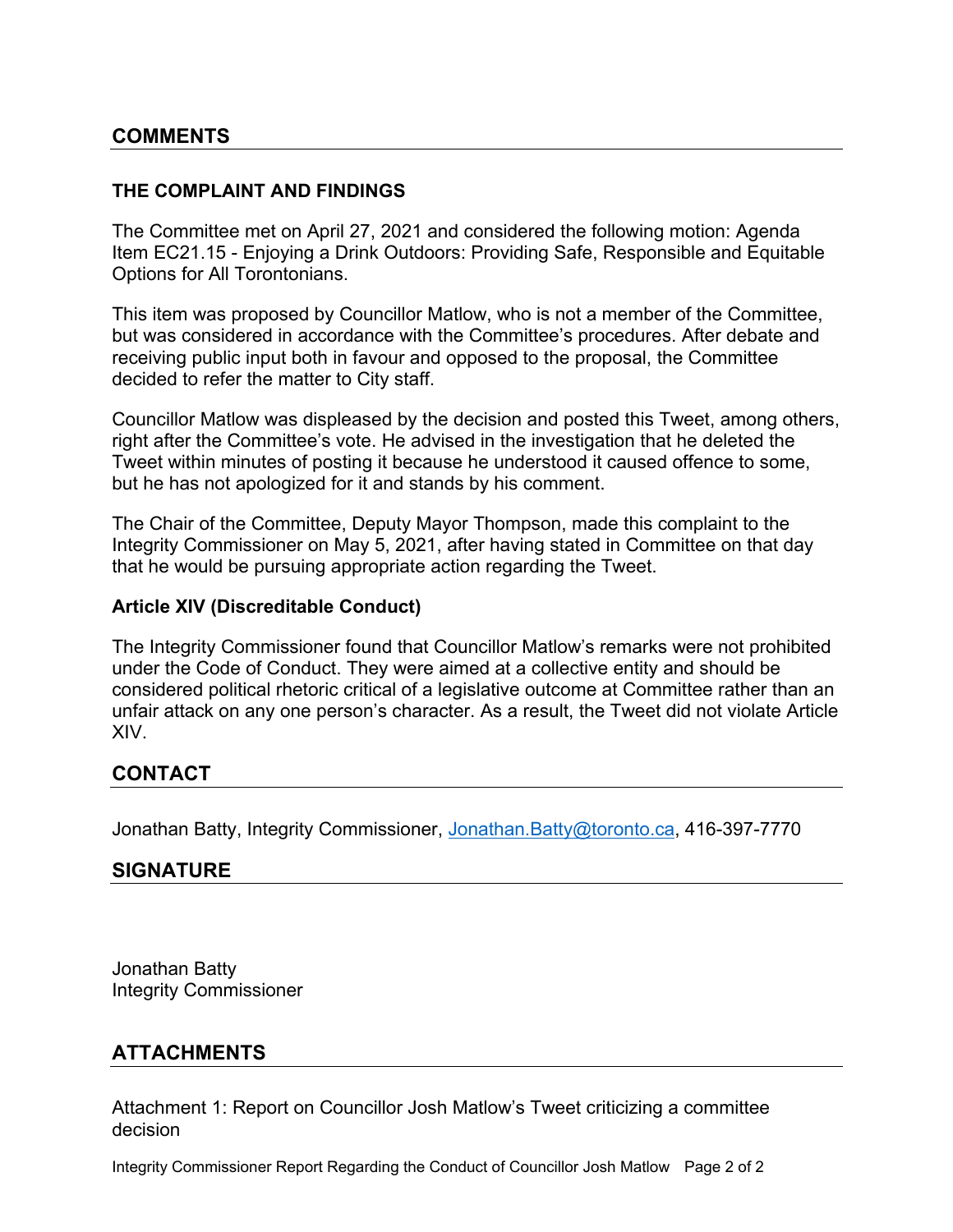## COMMENTS

### THE COMPLAINT AND FINDINGS

The Committee met on April 27, 2021 and considered the following motion: Agenda Item EC21.15 - Enjoying a Drink Outdoors: Providing Safe, Responsible and Equitable Options for All Torontonians.

This item was proposed by Councillor Matlow, who is not a member of the Committee, but was considered in accordance with the Committee's procedures. After debate and receiving public input both in favour and opposed to the proposal, the Committee decided to refer the matter to City staff.

Councillor Matlow was displeased by the decision and posted this Tweet, among others, right after the Committee's vote. He advised in the investigation that he deleted the Tweet within minutes of posting it because he understood it caused offence to some, but he has not apologized for it and stands by his comment.

The Chair of the Committee, Deputy Mayor Thompson, made this complaint to the Integrity Commissioner on May 5, 2021, after having stated in Committee on that day that he would be pursuing appropriate action regarding the Tweet.

### Article XIV (Discreditable Conduct)

The Integrity Commissioner found that Councillor Matlow's remarks were not prohibited under the Code of Conduct. They were aimed at a collective entity and should be considered political rhetoric critical of a legislative outcome at Committee rather than an unfair attack on any one person's character. As a result, the Tweet did not violate Article XIV.

## CONTACT

Jonathan Batty, Integrity Commissioner, [Jonathan.Batty@toronto.ca](mailto:Jonathan.Batty@toronto.ca), 416-397-7770

## SIGNATURE

Jonathan Batty
Integrity Commissioner

## ATTACHMENTS

Attachment 1: Report on Councillor Josh Matlow's Tweet criticizing a committee decision